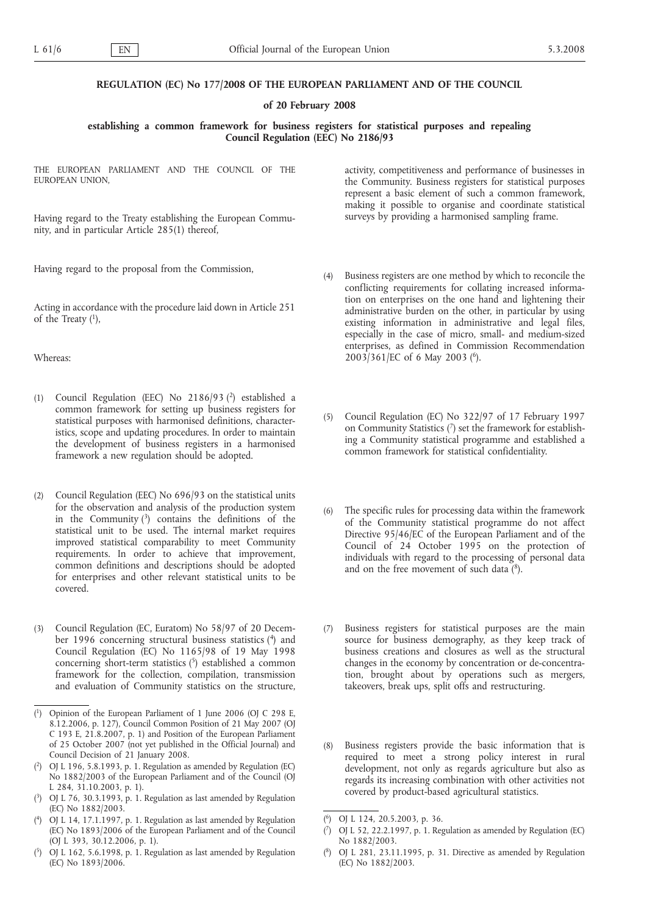**REGULATION (EC) No 177/2008 OF THE EUROPEAN PARLIAMENT AND OF THE COUNCIL**

**of 20 February 2008**

**establishing a common framework for business registers for statistical purposes and repealing Council Regulation (EEC) No 2186/93**

THE EUROPEAN PARLIAMENT AND THE COUNCIL OF THE EUROPEAN UNION,

Having regard to the Treaty establishing the European Community, and in particular Article 285(1) thereof,

Having regard to the proposal from the Commission,

Acting in accordance with the procedure laid down in Article 251 of the Treaty [1],

Whereas:

(1) Council Regulation (EEC) No 2186/93 [2] established a common framework for setting up business registers for statistical purposes with harmonised definitions, characteristics, scope and updating procedures. In order to maintain the development of business registers in a harmonised framework a new regulation should be adopted.

(2) Council Regulation (EEC) No 696/93 on the statistical units for the observation and analysis of the production system in the Community [3] contains the definitions of the statistical unit to be used. The internal market requires improved statistical comparability to meet Community requirements. In order to achieve that improvement, common definitions and descriptions should be adopted for enterprises and other relevant statistical units to be covered.

(3) Council Regulation (EC, Euratom) No 58/97 of 20 December 1996 concerning structural business statistics [4] and Council Regulation (EC) No 1165/98 of 19 May 1998 concerning short-term statistics [5] established a common framework for the collection, compilation, transmission and evaluation of Community statistics on the structure, activity, competitiveness and performance of businesses in the Community. Business registers for statistical purposes represent a basic element of such a common framework, making it possible to organise and coordinate statistical surveys by providing a harmonised sampling frame.

(4) Business registers are one method by which to reconcile the conflicting requirements for collating increased information on enterprises on the one hand and lightening their administrative burden on the other, in particular by using existing information in administrative and legal files, especially in the case of micro, small- and medium-sized enterprises, as defined in Commission Recommendation 2003/361/EC of 6 May 2003 [6].

(5) Council Regulation (EC) No 322/97 of 17 February 1997 on Community Statistics [7] set the framework for establishing a Community statistical programme and established a common framework for statistical confidentiality.

(6) The specific rules for processing data within the framework of the Community statistical programme do not affect Directive 95/46/EC of the European Parliament and of the Council of 24 October 1995 on the protection of individuals with regard to the processing of personal data and on the free movement of such data [8].

(7) Business registers for statistical purposes are the main source for business demography, as they keep track of business creations and closures as well as the structural changes in the economy by concentration or de-concentration, brought about by operations such as mergers, takeovers, break ups, split offs and restructuring.

(8) Business registers provide the basic information that is required to meet a strong policy interest in rural development, not only as regards agriculture but also as regards its increasing combination with other activities not covered by product-based agricultural statistics.

---

[1] Opinion of the European Parliament of 1 June 2006 (OJ C 298 E, 8.12.2006, p. 127), Council Common Position of 21 May 2007 (OJ C 193 E, 21.8.2007, p. 1) and Position of the European Parliament of 25 October 2007 (not yet published in the Official Journal) and Council Decision of 21 January 2008.

[2] OJ L 196, 5.8.1993, p. 1. Regulation as amended by Regulation (EC) No 1882/2003 of the European Parliament and of the Council (OJ L 284, 31.10.2003, p. 1).

[3] OJ L 76, 30.3.1993, p. 1. Regulation as last amended by Regulation (EC) No 1882/2003.

[4] OJ L 14, 17.1.1997, p. 1. Regulation as last amended by Regulation (EC) No 1893/2006 of the European Parliament and of the Council (OJ L 393, 30.12.2006, p. 1).

[5] OJ L 162, 5.6.1998, p. 1. Regulation as last amended by Regulation (EC) No 1893/2006.

[6] OJ L 124, 20.5.2003, p. 36.

[7] OJ L 52, 22.2.1997, p. 1. Regulation as amended by Regulation (EC) No 1882/2003.

[8] OJ L 281, 23.11.1995, p. 31. Directive as amended by Regulation (EC) No 1882/2003.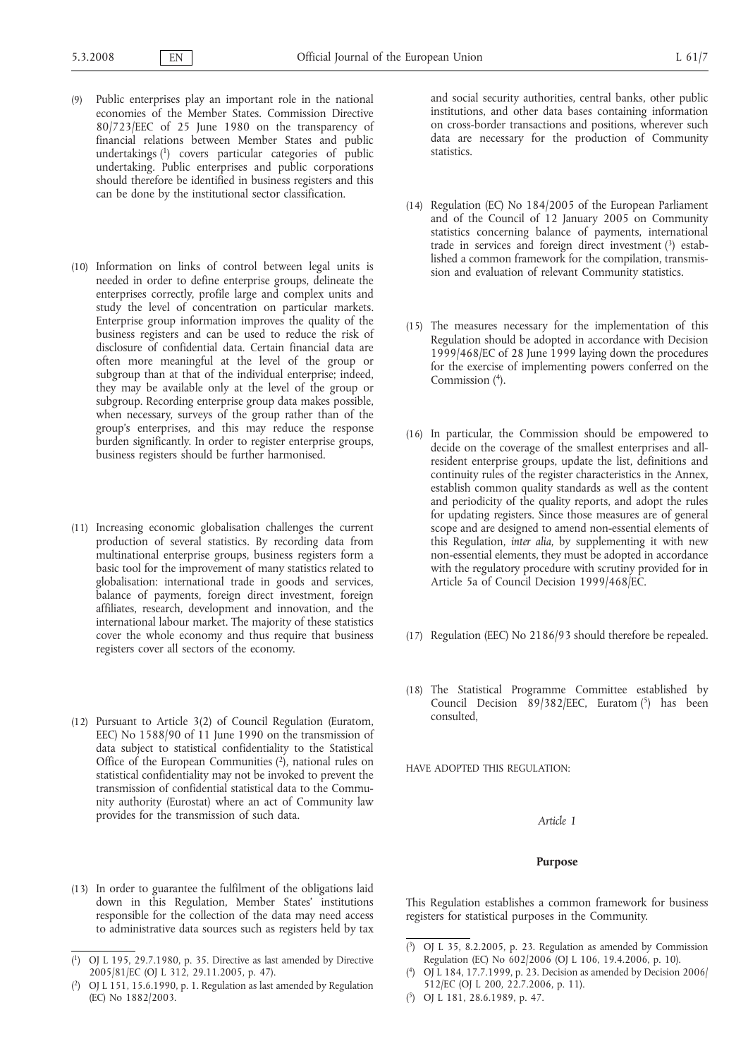(9) Public enterprises play an important role in the national economies of the Member States. Commission Directive 80/723/EEC of 25 June 1980 on the transparency of financial relations between Member States and public undertakings [1] covers particular categories of public undertaking. Public enterprises and public corporations should therefore be identified in business registers and this can be done by the institutional sector classification.

(10) Information on links of control between legal units is needed in order to define enterprise groups, delineate the enterprises correctly, profile large and complex units and study the level of concentration on particular markets. Enterprise group information improves the quality of the business registers and can be used to reduce the risk of disclosure of confidential data. Certain financial data are often more meaningful at the level of the group or subgroup than at that of the individual enterprise; indeed, they may be available only at the level of the group or subgroup. Recording enterprise group data makes possible, when necessary, surveys of the group rather than of the group's enterprises, and this may reduce the response burden significantly. In order to register enterprise groups, business registers should be further harmonised.

(11) Increasing economic globalisation challenges the current production of several statistics. By recording data from multinational enterprise groups, business registers form a basic tool for the improvement of many statistics related to globalisation: international trade in goods and services, balance of payments, foreign direct investment, foreign affiliates, research, development and innovation, and the international labour market. The majority of these statistics cover the whole economy and thus require that business registers cover all sectors of the economy.

(12) Pursuant to Article 3(2) of Council Regulation (Euratom, EEC) No 1588/90 of 11 June 1990 on the transmission of data subject to statistical confidentiality to the Statistical Office of the European Communities [2], national rules on statistical confidentiality may not be invoked to prevent the transmission of confidential statistical data to the Community authority (Eurostat) where an act of Community law provides for the transmission of such data.

(13) In order to guarantee the fulfilment of the obligations laid down in this Regulation, Member States' institutions responsible for the collection of the data may need access to administrative data sources such as registers held by tax and social security authorities, central banks, other public institutions, and other data bases containing information on cross-border transactions and positions, wherever such data are necessary for the production of Community statistics.

(14) Regulation (EC) No 184/2005 of the European Parliament and of the Council of 12 January 2005 on Community statistics concerning balance of payments, international trade in services and foreign direct investment [3] established a common framework for the compilation, transmission and evaluation of relevant Community statistics.

(15) The measures necessary for the implementation of this Regulation should be adopted in accordance with Decision 1999/468/EC of 28 June 1999 laying down the procedures for the exercise of implementing powers conferred on the Commission [4].

(16) In particular, the Commission should be empowered to decide on the coverage of the smallest enterprises and all-resident enterprise groups, update the list, definitions and continuity rules of the register characteristics in the Annex, establish common quality standards as well as the content and periodicity of the quality reports, and adopt the rules for updating registers. Since those measures are of general scope and are designed to amend non-essential elements of this Regulation, *inter alia*, by supplementing it with new non-essential elements, they must be adopted in accordance with the regulatory procedure with scrutiny provided for in Article 5a of Council Decision 1999/468/EC.

(17) Regulation (EEC) No 2186/93 should therefore be repealed.

(18) The Statistical Programme Committee established by Council Decision 89/382/EEC, Euratom [5] has been consulted,

HAVE ADOPTED THIS REGULATION:

*Article 1*

**Purpose**

This Regulation establishes a common framework for business registers for statistical purposes in the Community.

---

[1] OJ L 195, 29.7.1980, p. 35. Directive as last amended by Directive 2005/81/EC (OJ L 312, 29.11.2005, p. 47).

[2] OJ L 151, 15.6.1990, p. 1. Regulation as last amended by Regulation (EC) No 1882/2003.

[3] OJ L 35, 8.2.2005, p. 23. Regulation as amended by Commission Regulation (EC) No 602/2006 (OJ L 106, 19.4.2006, p. 10).

[4] OJ L 184, 17.7.1999, p. 23. Decision as amended by Decision 2006/512/EC (OJ L 200, 22.7.2006, p. 11).

[5] OJ L 181, 28.6.1989, p. 47.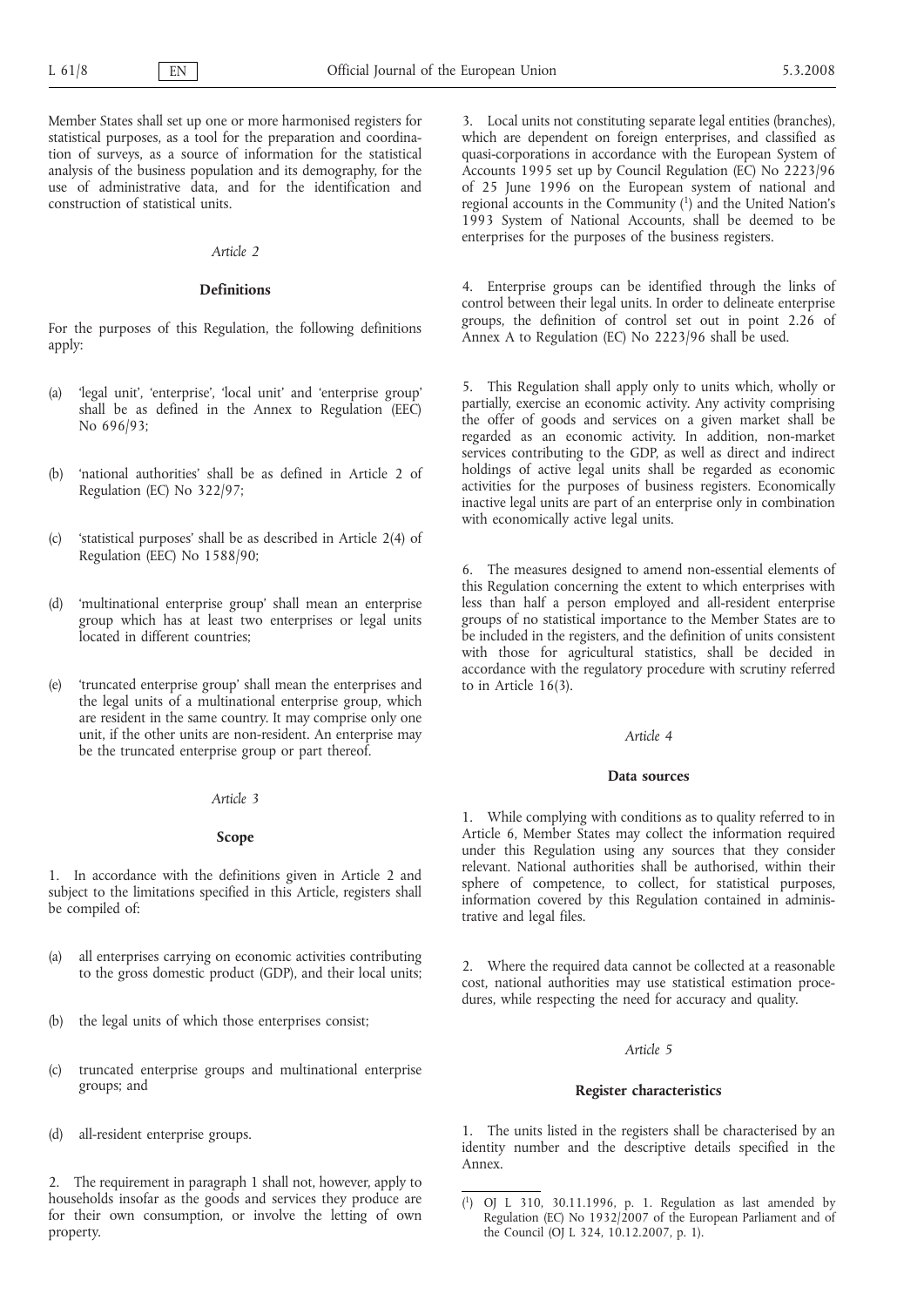Member States shall set up one or more harmonised registers for statistical purposes, as a tool for the preparation and coordination of surveys, as a source of information for the statistical analysis of the business population and its demography, for the use of administrative data, and for the identification and construction of statistical units.

*Article 2*

**Definitions**

For the purposes of this Regulation, the following definitions apply:

(a) 'legal unit', 'enterprise', 'local unit' and 'enterprise group' shall be as defined in the Annex to Regulation (EEC) No 696/93;

(b) 'national authorities' shall be as defined in Article 2 of Regulation (EC) No 322/97;

(c) 'statistical purposes' shall be as described in Article 2(4) of Regulation (EEC) No 1588/90;

(d) 'multinational enterprise group' shall mean an enterprise group which has at least two enterprises or legal units located in different countries;

(e) 'truncated enterprise group' shall mean the enterprises and the legal units of a multinational enterprise group, which are resident in the same country. It may comprise only one unit, if the other units are non-resident. An enterprise may be the truncated enterprise group or part thereof.

*Article 3*

**Scope**

1. In accordance with the definitions given in Article 2 and subject to the limitations specified in this Article, registers shall be compiled of:

(a) all enterprises carrying on economic activities contributing to the gross domestic product (GDP), and their local units;

(b) the legal units of which those enterprises consist;

(c) truncated enterprise groups and multinational enterprise groups; and

(d) all-resident enterprise groups.

2. The requirement in paragraph 1 shall not, however, apply to households insofar as the goods and services they produce are for their own consumption, or involve the letting of own property.

3. Local units not constituting separate legal entities (branches), which are dependent on foreign enterprises, and classified as quasi-corporations in accordance with the European System of Accounts 1995 set up by Council Regulation (EC) No 2223/96 of 25 June 1996 on the European system of national and regional accounts in the Community [1] and the United Nation's 1993 System of National Accounts, shall be deemed to be enterprises for the purposes of the business registers.

4. Enterprise groups can be identified through the links of control between their legal units. In order to delineate enterprise groups, the definition of control set out in point 2.26 of Annex A to Regulation (EC) No 2223/96 shall be used.

5. This Regulation shall apply only to units which, wholly or partially, exercise an economic activity. Any activity comprising the offer of goods and services on a given market shall be regarded as an economic activity. In addition, non-market services contributing to the GDP, as well as direct and indirect holdings of active legal units shall be regarded as economic activities for the purposes of business registers. Economically inactive legal units are part of an enterprise only in combination with economically active legal units.

6. The measures designed to amend non-essential elements of this Regulation concerning the extent to which enterprises with less than half a person employed and all-resident enterprise groups of no statistical importance to the Member States are to be included in the registers, and the definition of units consistent with those for agricultural statistics, shall be decided in accordance with the regulatory procedure with scrutiny referred to in Article 16(3).

*Article 4*

**Data sources**

1. While complying with conditions as to quality referred to in Article 6, Member States may collect the information required under this Regulation using any sources that they consider relevant. National authorities shall be authorised, within their sphere of competence, to collect, for statistical purposes, information covered by this Regulation contained in administrative and legal files.

2. Where the required data cannot be collected at a reasonable cost, national authorities may use statistical estimation procedures, while respecting the need for accuracy and quality.

*Article 5*

**Register characteristics**

1. The units listed in the registers shall be characterised by an identity number and the descriptive details specified in the Annex.

[1] OJ L 310, 30.11.1996, p. 1. Regulation as last amended by Regulation (EC) No 1932/2007 of the European Parliament and of the Council (OJ L 324, 10.12.2007, p. 1).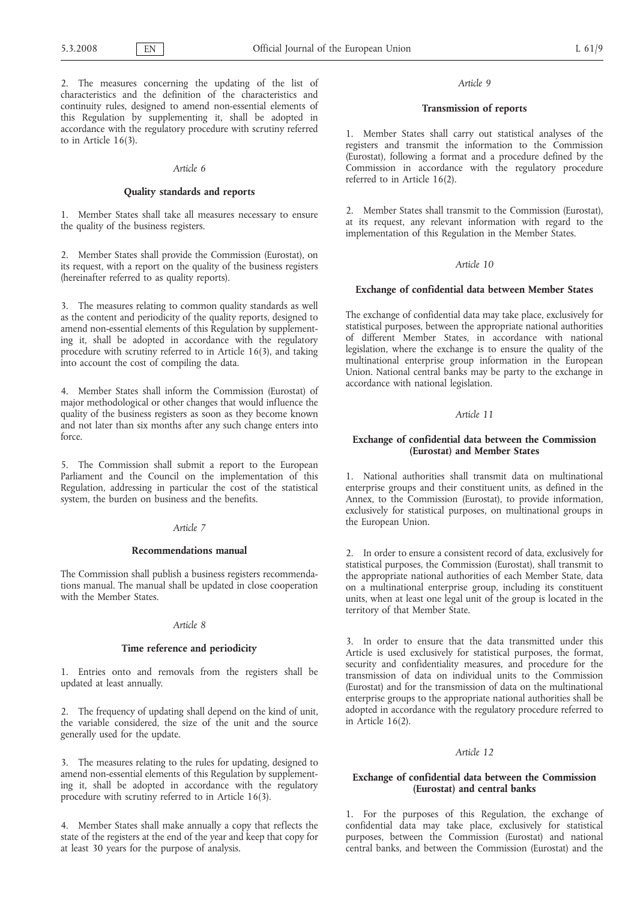2. The measures concerning the updating of the list of characteristics and the definition of the characteristics and continuity rules, designed to amend non-essential elements of this Regulation by supplementing it, shall be adopted in accordance with the regulatory procedure with scrutiny referred to in Article 16(3).

*Article 6*

**Quality standards and reports**

1. Member States shall take all measures necessary to ensure the quality of the business registers.

2. Member States shall provide the Commission (Eurostat), on its request, with a report on the quality of the business registers (hereinafter referred to as quality reports).

3. The measures relating to common quality standards as well as the content and periodicity of the quality reports, designed to amend non-essential elements of this Regulation by supplementing it, shall be adopted in accordance with the regulatory procedure with scrutiny referred to in Article 16(3), and taking into account the cost of compiling the data.

4. Member States shall inform the Commission (Eurostat) of major methodological or other changes that would influence the quality of the business registers as soon as they become known and not later than six months after any such change enters into force.

5. The Commission shall submit a report to the European Parliament and the Council on the implementation of this Regulation, addressing in particular the cost of the statistical system, the burden on business and the benefits.

*Article 7*

**Recommendations manual**

The Commission shall publish a business registers recommendations manual. The manual shall be updated in close cooperation with the Member States.

*Article 8*

**Time reference and periodicity**

1. Entries onto and removals from the registers shall be updated at least annually.

2. The frequency of updating shall depend on the kind of unit, the variable considered, the size of the unit and the source generally used for the update.

3. The measures relating to the rules for updating, designed to amend non-essential elements of this Regulation by supplementing it, shall be adopted in accordance with the regulatory procedure with scrutiny referred to in Article 16(3).

4. Member States shall make annually a copy that reflects the state of the registers at the end of the year and keep that copy for at least 30 years for the purpose of analysis.

*Article 9*

**Transmission of reports**

1. Member States shall carry out statistical analyses of the registers and transmit the information to the Commission (Eurostat), following a format and a procedure defined by the Commission in accordance with the regulatory procedure referred to in Article 16(2).

2. Member States shall transmit to the Commission (Eurostat), at its request, any relevant information with regard to the implementation of this Regulation in the Member States.

*Article 10*

**Exchange of confidential data between Member States**

The exchange of confidential data may take place, exclusively for statistical purposes, between the appropriate national authorities of different Member States, in accordance with national legislation, where the exchange is to ensure the quality of the multinational enterprise group information in the European Union. National central banks may be party to the exchange in accordance with national legislation.

*Article 11*

**Exchange of confidential data between the Commission (Eurostat) and Member States**

1. National authorities shall transmit data on multinational enterprise groups and their constituent units, as defined in the Annex, to the Commission (Eurostat), to provide information, exclusively for statistical purposes, on multinational groups in the European Union.

2. In order to ensure a consistent record of data, exclusively for statistical purposes, the Commission (Eurostat), shall transmit to the appropriate national authorities of each Member State, data on a multinational enterprise group, including its constituent units, when at least one legal unit of the group is located in the territory of that Member State.

3. In order to ensure that the data transmitted under this Article is used exclusively for statistical purposes, the format, security and confidentiality measures, and procedure for the transmission of data on individual units to the Commission (Eurostat) and for the transmission of data on the multinational enterprise groups to the appropriate national authorities shall be adopted in accordance with the regulatory procedure referred to in Article 16(2).

*Article 12*

**Exchange of confidential data between the Commission (Eurostat) and central banks**

1. For the purposes of this Regulation, the exchange of confidential data may take place, exclusively for statistical purposes, between the Commission (Eurostat) and national central banks, and between the Commission (Eurostat) and the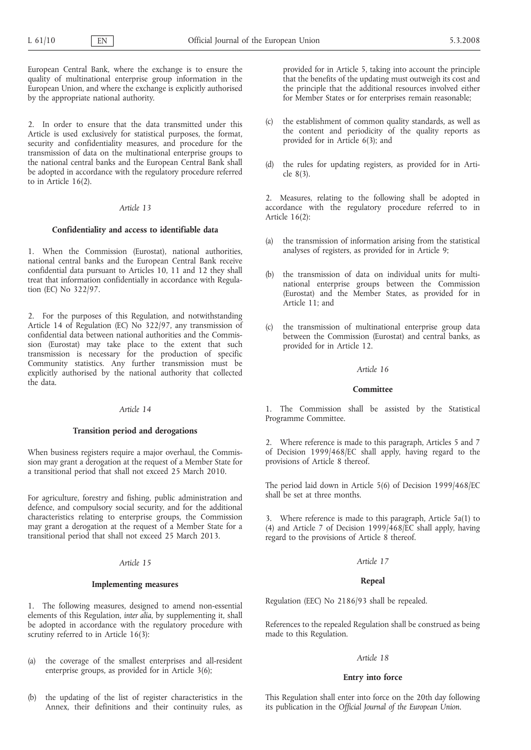European Central Bank, where the exchange is to ensure the quality of multinational enterprise group information in the European Union, and where the exchange is explicitly authorised by the appropriate national authority.

2. In order to ensure that the data transmitted under this Article is used exclusively for statistical purposes, the format, security and confidentiality measures, and procedure for the transmission of data on the multinational enterprise groups to the national central banks and the European Central Bank shall be adopted in accordance with the regulatory procedure referred to in Article 16(2).

*Article 13*

**Confidentiality and access to identifiable data**

1. When the Commission (Eurostat), national authorities, national central banks and the European Central Bank receive confidential data pursuant to Articles 10, 11 and 12 they shall treat that information confidentially in accordance with Regulation (EC) No 322/97.

2. For the purposes of this Regulation, and notwithstanding Article 14 of Regulation (EC) No 322/97, any transmission of confidential data between national authorities and the Commission (Eurostat) may take place to the extent that such transmission is necessary for the production of specific Community statistics. Any further transmission must be explicitly authorised by the national authority that collected the data.

*Article 14*

**Transition period and derogations**

When business registers require a major overhaul, the Commission may grant a derogation at the request of a Member State for a transitional period that shall not exceed 25 March 2010.

For agriculture, forestry and fishing, public administration and defence, and compulsory social security, and for the additional characteristics relating to enterprise groups, the Commission may grant a derogation at the request of a Member State for a transitional period that shall not exceed 25 March 2013.

*Article 15*

**Implementing measures**

1. The following measures, designed to amend non-essential elements of this Regulation, *inter alia*, by supplementing it, shall be adopted in accordance with the regulatory procedure with scrutiny referred to in Article 16(3):

(a) the coverage of the smallest enterprises and all-resident enterprise groups, as provided for in Article 3(6);

(b) the updating of the list of register characteristics in the Annex, their definitions and their continuity rules, as provided for in Article 5, taking into account the principle that the benefits of the updating must outweigh its cost and the principle that the additional resources involved either for Member States or for enterprises remain reasonable;

(c) the establishment of common quality standards, as well as the content and periodicity of the quality reports as provided for in Article 6(3); and

(d) the rules for updating registers, as provided for in Article 8(3).

2. Measures, relating to the following shall be adopted in accordance with the regulatory procedure referred to in Article 16(2):

(a) the transmission of information arising from the statistical analyses of registers, as provided for in Article 9;

(b) the transmission of data on individual units for multinational enterprise groups between the Commission (Eurostat) and the Member States, as provided for in Article 11; and

(c) the transmission of multinational enterprise group data between the Commission (Eurostat) and central banks, as provided for in Article 12.

*Article 16*

**Committee**

1. The Commission shall be assisted by the Statistical Programme Committee.

2. Where reference is made to this paragraph, Articles 5 and 7 of Decision 1999/468/EC shall apply, having regard to the provisions of Article 8 thereof.

The period laid down in Article 5(6) of Decision 1999/468/EC shall be set at three months.

3. Where reference is made to this paragraph, Article 5a(1) to (4) and Article 7 of Decision 1999/468/EC shall apply, having regard to the provisions of Article 8 thereof.

*Article 17*

**Repeal**

Regulation (EEC) No 2186/93 shall be repealed.

References to the repealed Regulation shall be construed as being made to this Regulation.

*Article 18*

**Entry into force**

This Regulation shall enter into force on the 20th day following its publication in the *Official Journal of the European Union*.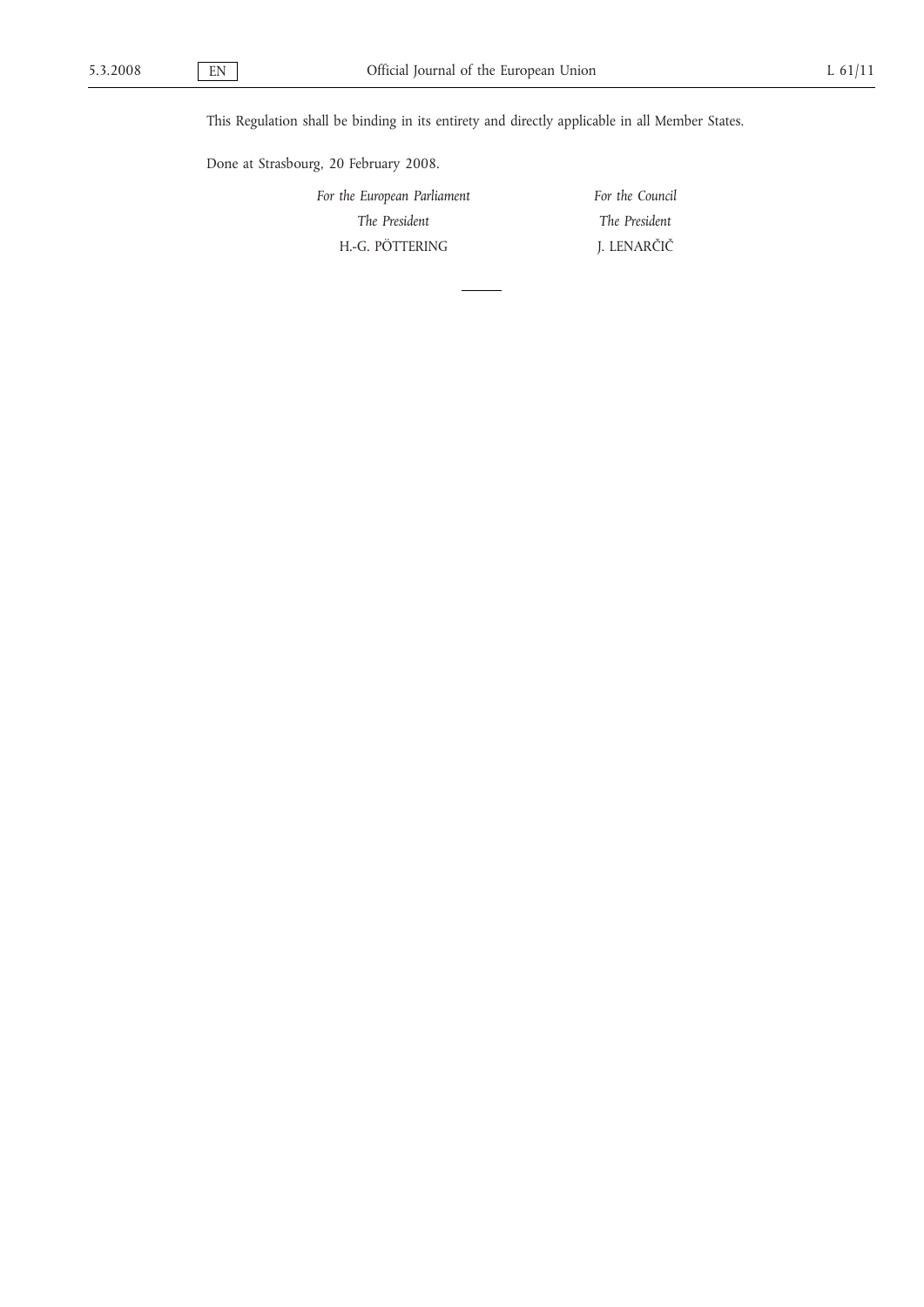This Regulation shall be binding in its entirety and directly applicable in all Member States.

Done at Strasbourg, 20 February 2008.

| *For the European Parliament* | *For the Council* |
| --- | --- |
| *The President* | *The President* |
| H.-G. PÖTTERING | J. LENARČIČ |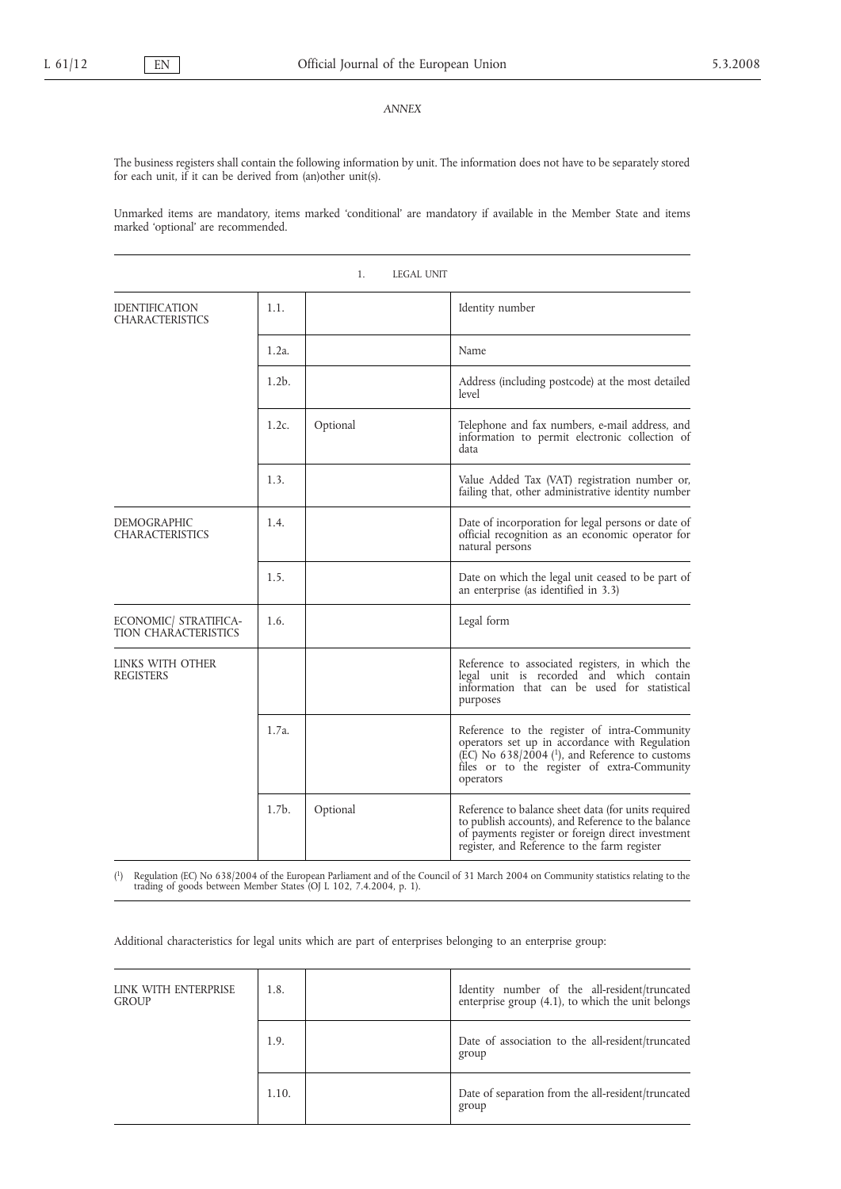*ANNEX*

The business registers shall contain the following information by unit. The information does not have to be separately stored for each unit, if it can be derived from (an)other unit(s).

Unmarked items are mandatory, items marked 'conditional' are mandatory if available in the Member State and items marked 'optional' are recommended.

| 1. LEGAL UNIT | | | |
|---|---|---|---|
| IDENTIFICATION CHARACTERISTICS | 1.1. | | Identity number |
| | 1.2a. | | Name |
| | 1.2b. | | Address (including postcode) at the most detailed level |
| | 1.2c. | Optional | Telephone and fax numbers, e-mail address, and information to permit electronic collection of data |
| | 1.3. | | Value Added Tax (VAT) registration number or, failing that, other administrative identity number |
| DEMOGRAPHIC CHARACTERISTICS | 1.4. | | Date of incorporation for legal persons or date of official recognition as an economic operator for natural persons |
| | 1.5. | | Date on which the legal unit ceased to be part of an enterprise (as identified in 3.3) |
| ECONOMIC/ STRATIFICATION CHARACTERISTICS | 1.6. | | Legal form |
| LINKS WITH OTHER REGISTERS | | | Reference to associated registers, in which the legal unit is recorded and which contain information that can be used for statistical purposes |
| | 1.7a. | | Reference to the register of intra-Community operators set up in accordance with Regulation (EC) No 638/2004 [1], and Reference to customs files or to the register of extra-Community operators |
| | 1.7b. | Optional | Reference to balance sheet data (for units required to publish accounts), and Reference to the balance of payments register or foreign direct investment register, and Reference to the farm register |

[1] Regulation (EC) No 638/2004 of the European Parliament and of the Council of 31 March 2004 on Community statistics relating to the trading of goods between Member States (OJ L 102, 7.4.2004, p. 1).

Additional characteristics for legal units which are part of enterprises belonging to an enterprise group:

| | | | |
|---|---|---|---|
| LINK WITH ENTERPRISE GROUP | 1.8. | | Identity number of the all-resident/truncated enterprise group (4.1), to which the unit belongs |
| | 1.9. | | Date of association to the all-resident/truncated group |
| | 1.10. | | Date of separation from the all-resident/truncated group |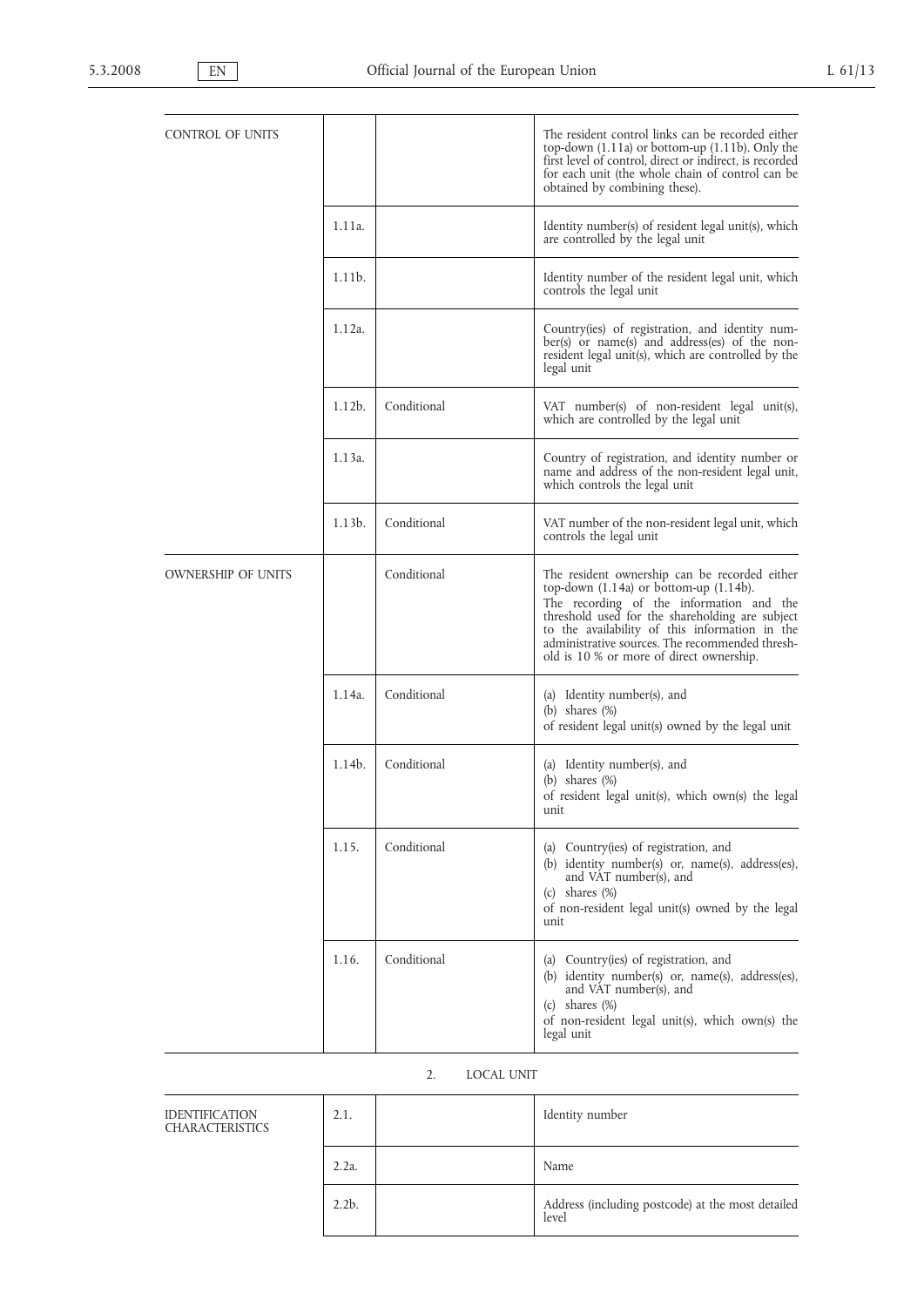| | | | |
|---|---|---|---|
| CONTROL OF UNITS | | | The resident control links can be recorded either top-down (1.11a) or bottom-up (1.11b). Only the first level of control, direct or indirect, is recorded for each unit (the whole chain of control can be obtained by combining these). |
| | 1.11a. | | Identity number(s) of resident legal unit(s), which are controlled by the legal unit |
| | 1.11b. | | Identity number of the resident legal unit, which controls the legal unit |
| | 1.12a. | | Country(ies) of registration, and identity number(s) or name(s) and address(es) of the non-resident legal unit(s), which are controlled by the legal unit |
| | 1.12b. | Conditional | VAT number(s) of non-resident legal unit(s), which are controlled by the legal unit |
| | 1.13a. | | Country of registration, and identity number or name and address of the non-resident legal unit, which controls the legal unit |
| | 1.13b. | Conditional | VAT number of the non-resident legal unit, which controls the legal unit |
| OWNERSHIP OF UNITS | | Conditional | The resident ownership can be recorded either top-down (1.14a) or bottom-up (1.14b). The recording of the information and the threshold used for the shareholding are subject to the availability of this information in the administrative sources. The recommended threshold is 10 % or more of direct ownership. |
| | 1.14a. | Conditional | (a) Identity number(s), and (b) shares (%) of resident legal unit(s) owned by the legal unit |
| | 1.14b. | Conditional | (a) Identity number(s), and (b) shares (%) of resident legal unit(s), which own(s) the legal unit |
| | 1.15. | Conditional | (a) Country(ies) of registration, and (b) identity number(s) or, name(s), address(es), and VAT number(s), and (c) shares (%) of non-resident legal unit(s) owned by the legal unit |
| | 1.16. | Conditional | (a) Country(ies) of registration, and (b) identity number(s) or, name(s), address(es), and VAT number(s), and (c) shares (%) of non-resident legal unit(s), which own(s) the legal unit |

## 2. LOCAL UNIT

| | | | |
|---|---|---|---|
| IDENTIFICATION CHARACTERISTICS | 2.1. | | Identity number |
| | 2.2a. | | Name |
| | 2.2b. | | Address (including postcode) at the most detailed level |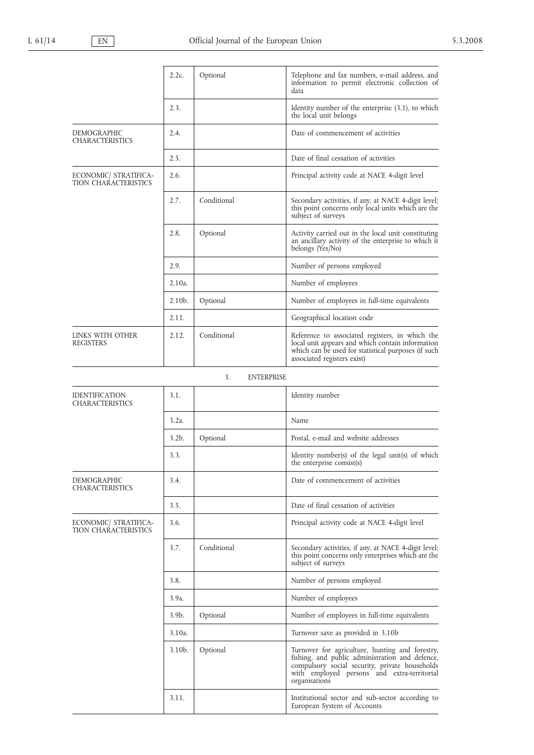| | | | |
|---|---|---|---|
| | 2.2c. | Optional | Telephone and fax numbers, e-mail address, and information to permit electronic collection of data |
| | 2.3. | | Identity number of the enterprise (3.1), to which the local unit belongs |
| DEMOGRAPHIC CHARACTERISTICS | 2.4. | | Date of commencement of activities |
| | 2.5. | | Date of final cessation of activities |
| ECONOMIC/ STRATIFICATION CHARACTERISTICS | 2.6. | | Principal activity code at NACE 4-digit level |
| | 2.7. | Conditional | Secondary activities, if any, at NACE 4-digit level; this point concerns only local units which are the subject of surveys |
| | 2.8. | Optional | Activity carried out in the local unit constituting an ancillary activity of the enterprise to which it belongs (Yes/No) |
| | 2.9. | | Number of persons employed |
| | 2.10a. | | Number of employees |
| | 2.10b. | Optional | Number of employees in full-time equivalents |
| | 2.11. | | Geographical location code |
| LINKS WITH OTHER REGISTERS | 2.12. | Conditional | Reference to associated registers, in which the local unit appears and which contain information which can be used for statistical purposes (if such associated registers exist) |

3. ENTERPRISE

| | | | |
|---|---|---|---|
| IDENTIFICATION CHARACTERISTICS | 3.1. | | Identity number |
| | 3.2a. | | Name |
| | 3.2b. | Optional | Postal, e-mail and website addresses |
| | 3.3. | | Identity number(s) of the legal unit(s) of which the enterprise consist(s) |
| DEMOGRAPHIC CHARACTERISTICS | 3.4. | | Date of commencement of activities |
| | 3.5. | | Date of final cessation of activities |
| ECONOMIC/ STRATIFICATION CHARACTERISTICS | 3.6. | | Principal activity code at NACE 4-digit level |
| | 3.7. | Conditional | Secondary activities, if any, at NACE 4-digit level; this point concerns only enterprises which are the subject of surveys |
| | 3.8. | | Number of persons employed |
| | 3.9a. | | Number of employees |
| | 3.9b. | Optional | Number of employees in full-time equivalents |
| | 3.10a. | | Turnover save as provided in 3.10b |
| | 3.10b. | Optional | Turnover for agriculture, hunting and forestry, fishing, and public administration and defence, compulsory social security, private households with employed persons and extra-territorial organisations |
| | 3.11. | | Institutional sector and sub-sector according to European System of Accounts |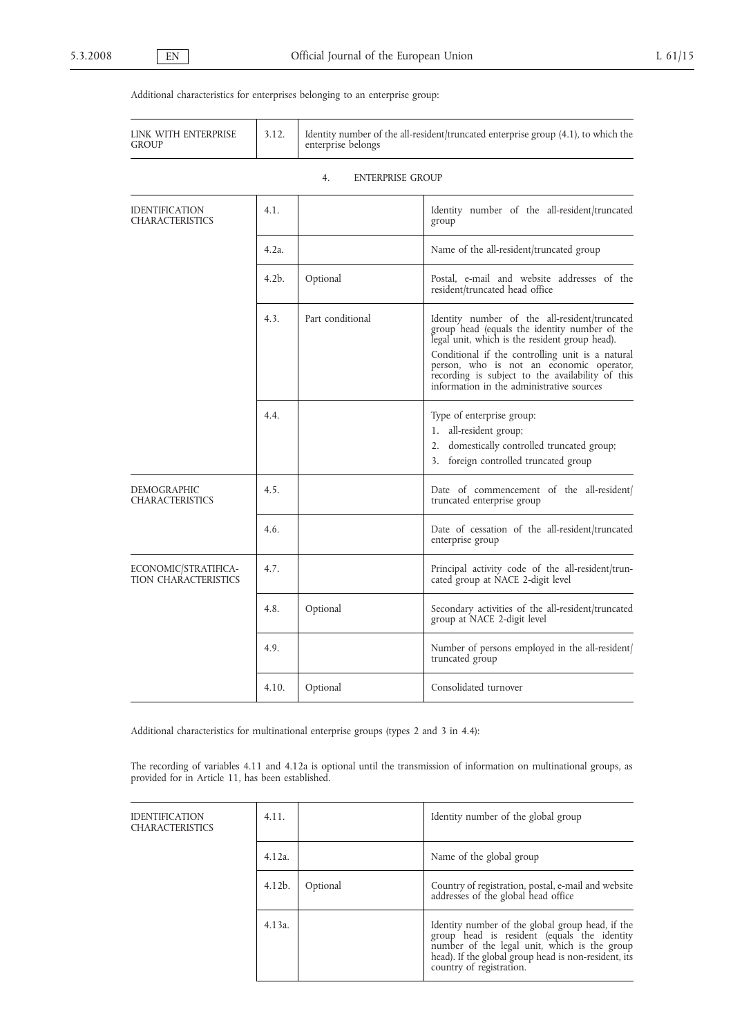Additional characteristics for enterprises belonging to an enterprise group:

| | | |
|---|---|---|
| LINK WITH ENTERPRISE GROUP | 3.12. | Identity number of the all-resident/truncated enterprise group (4.1), to which the enterprise belongs |

4. ENTERPRISE GROUP

| | | | |
|---|---|---|---|
| IDENTIFICATION CHARACTERISTICS | 4.1. | | Identity number of the all-resident/truncated group |
| | 4.2a. | | Name of the all-resident/truncated group |
| | 4.2b. | Optional | Postal, e-mail and website addresses of the resident/truncated head office |
| | 4.3. | Part conditional | Identity number of the all-resident/truncated group head (equals the identity number of the legal unit, which is the resident group head). Conditional if the controlling unit is a natural person, who is not an economic operator, recording is subject to the availability of this information in the administrative sources |
| | 4.4. | | Type of enterprise group: 1. all-resident group; 2. domestically controlled truncated group; 3. foreign controlled truncated group |
| DEMOGRAPHIC CHARACTERISTICS | 4.5. | | Date of commencement of the all-resident/truncated enterprise group |
| | 4.6. | | Date of cessation of the all-resident/truncated enterprise group |
| ECONOMIC/STRATIFICATION CHARACTERISTICS | 4.7. | | Principal activity code of the all-resident/truncated group at NACE 2-digit level |
| | 4.8. | Optional | Secondary activities of the all-resident/truncated group at NACE 2-digit level |
| | 4.9. | | Number of persons employed in the all-resident/truncated group |
| | 4.10. | Optional | Consolidated turnover |

Additional characteristics for multinational enterprise groups (types 2 and 3 in 4.4):

The recording of variables 4.11 and 4.12a is optional until the transmission of information on multinational groups, as provided for in Article 11, has been established.

| | | | |
|---|---|---|---|
| IDENTIFICATION CHARACTERISTICS | 4.11. | | Identity number of the global group |
| | 4.12a. | | Name of the global group |
| | 4.12b. | Optional | Country of registration, postal, e-mail and website addresses of the global head office |
| | 4.13a. | | Identity number of the global group head, if the group head is resident (equals the identity number of the legal unit, which is the group head). If the global group head is non-resident, its country of registration. |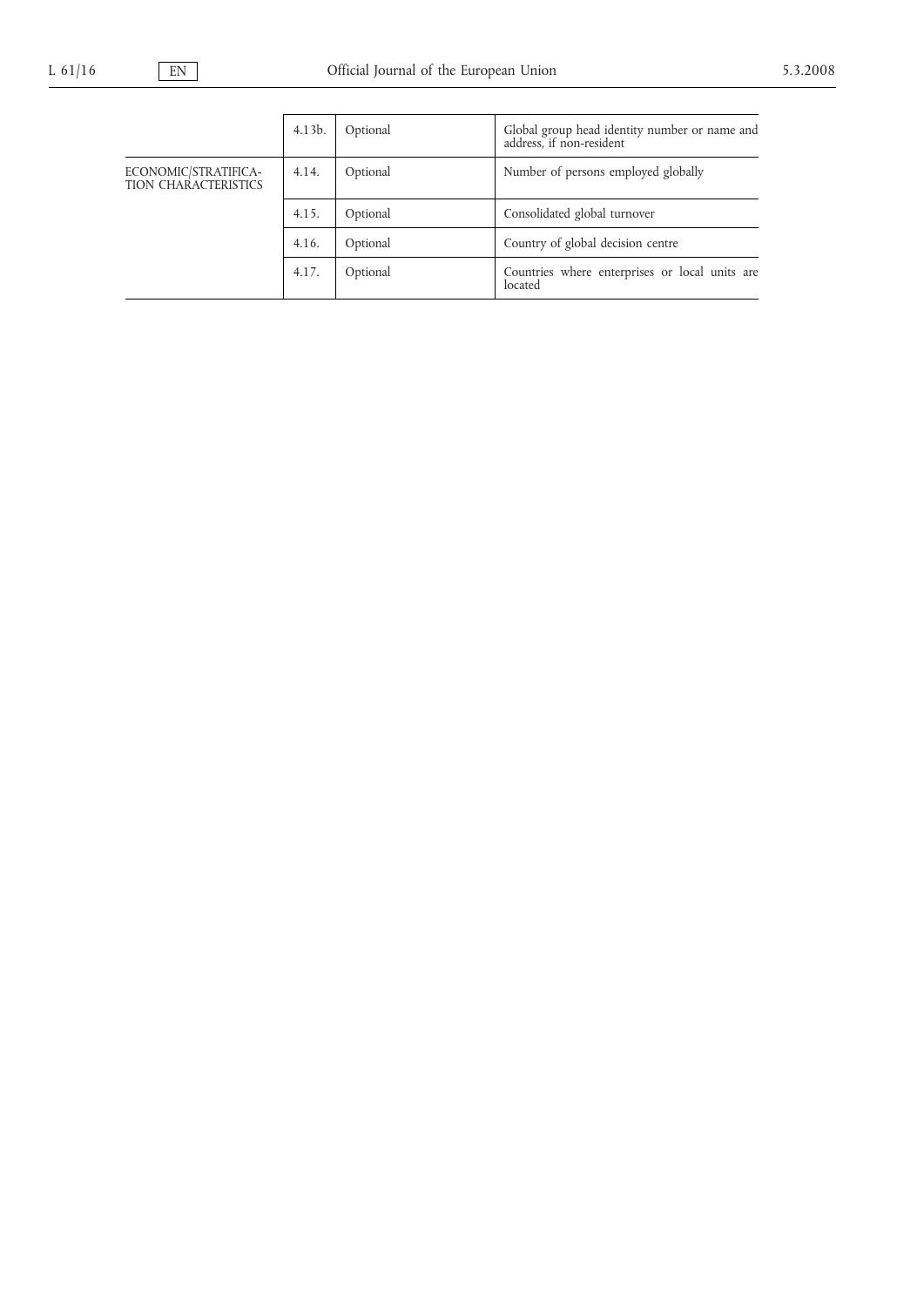| | | | |
|---|---|---|---|
| | 4.13b. | Optional | Global group head identity number or name and address, if non-resident |
| ECONOMIC/STRATIFICATION CHARACTERISTICS | 4.14. | Optional | Number of persons employed globally |
| | 4.15. | Optional | Consolidated global turnover |
| | 4.16. | Optional | Country of global decision centre |
| | 4.17. | Optional | Countries where enterprises or local units are located |